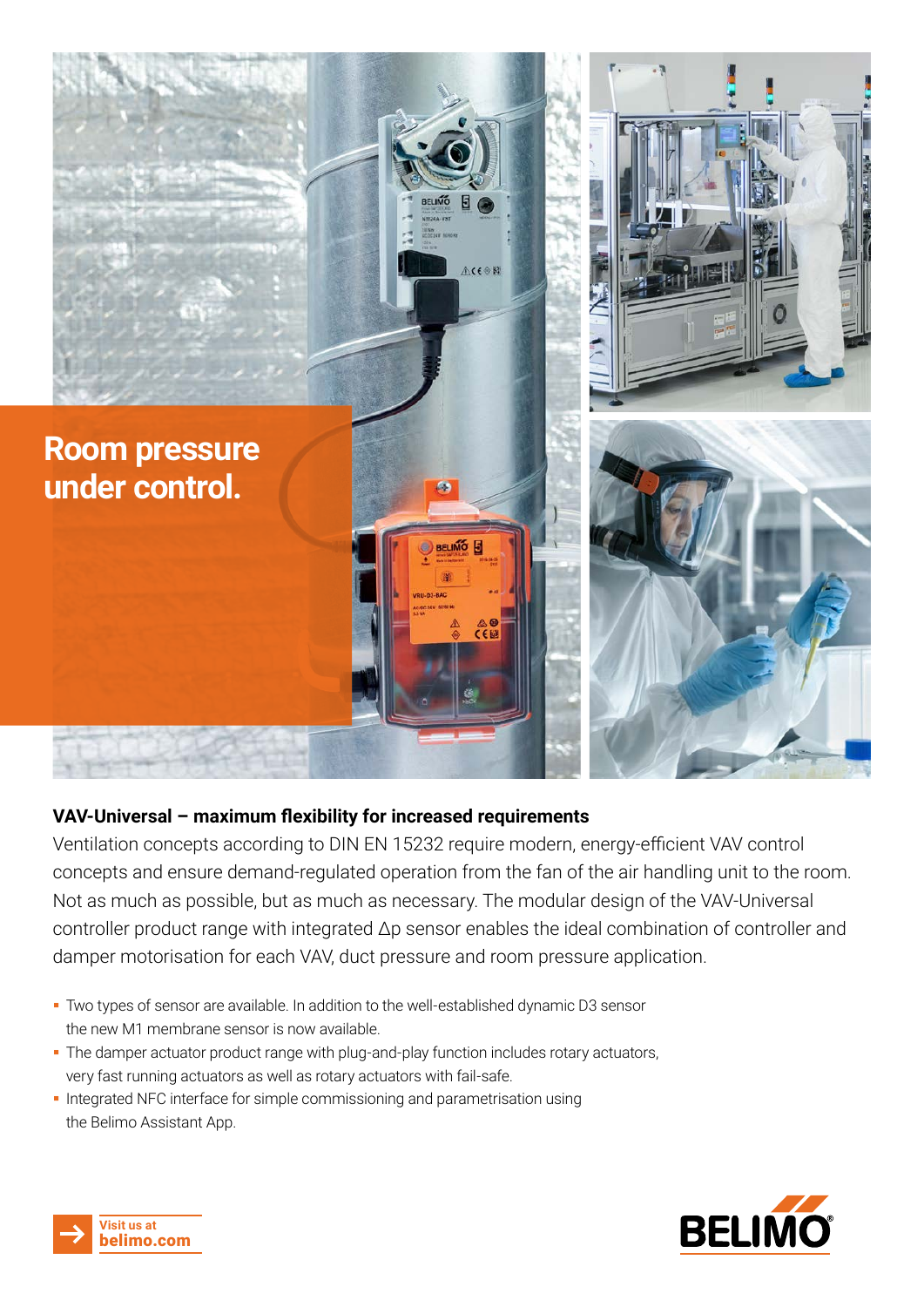# Room pressure under control.

### VAV-Universal – maximum flexibility for increased requirements

Ventilation concepts according to DIN EN 15232 require modern, energy-efficient VAV control concepts and ensure demand-regulated operation from the fan of the air handling unit to the room. Not as much as possible, but as much as necessary. The modular design of the VAV-Universal controller product range with integrated Δp sensor enables the ideal combination of controller and damper motorisation for each VAV, duct pressure and room pressure application.

- Two types of sensor are available. In addition to the well-established dynamic D3 sensor the new M1 membrane sensor is now available.
- The damper actuator product range with plug-and-play function includes rotary actuators, very fast running actuators as well as rotary actuators with fail-safe.
- Integrated NFC interface for simple commissioning and parametrisation using the Belimo Assistant App.

Visit us at **belimo.com**

BELIMO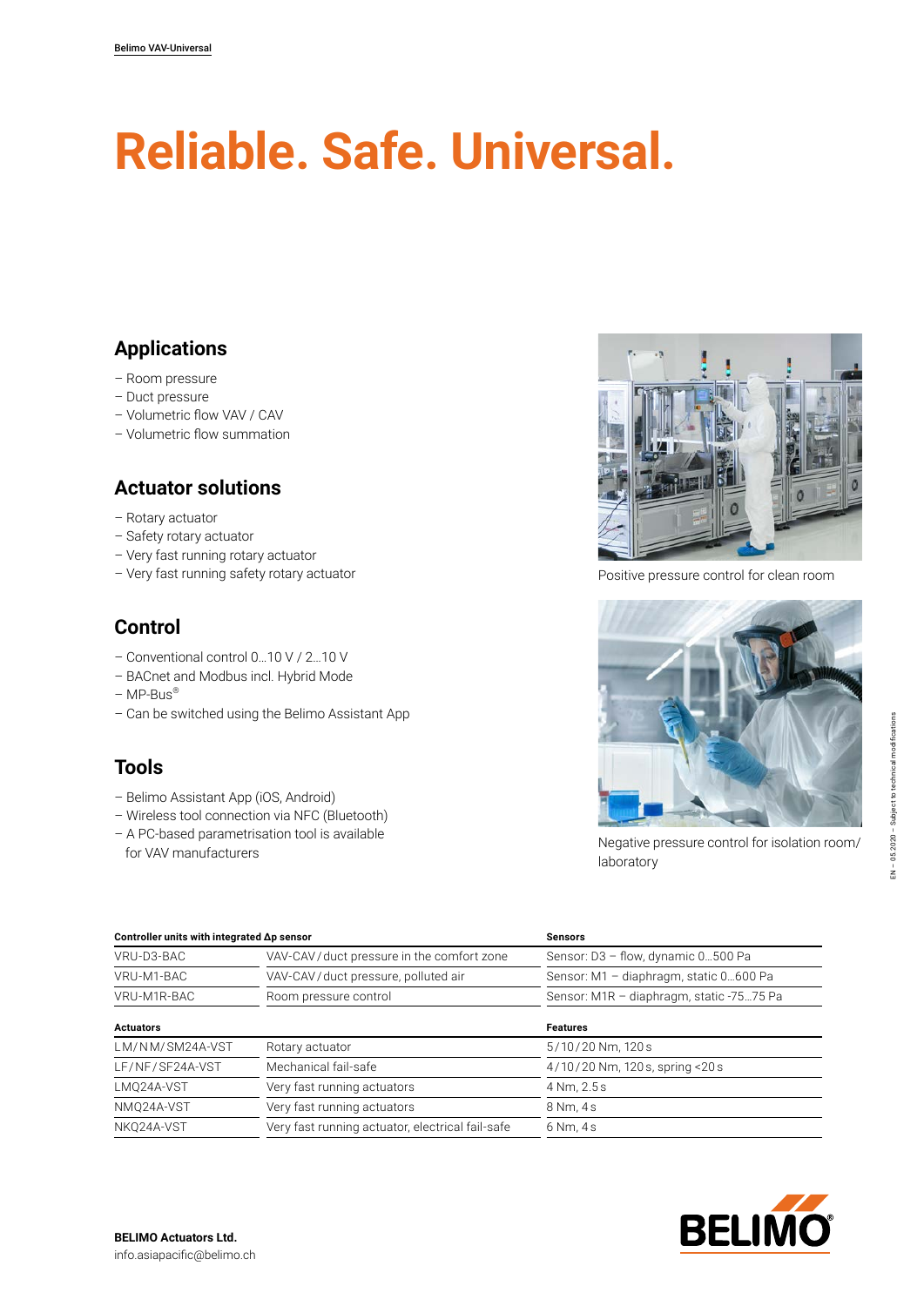# Reliable. Safe. Universal.

## Applications

- Room pressure
- Duct pressure
- Volumetric flow VAV / CAV
- Volumetric flow summation

## Actuator solutions

- Rotary actuator
- Safety rotary actuator
- Very fast running rotary actuator
- Very fast running safety rotary actuator

## Control

- Conventional control 0...10 V / 2...10 V
- BACnet and Modbus incl. Hybrid Mode
- MP-Bus®
- Can be switched using the Belimo Assistant App

## Tools

- Belimo Assistant App (iOS, Android)
- Wireless tool connection via NFC (Bluetooth)
- A PC-based parametrisation tool is available for VAV manufacturers

Positive pressure control for clean room

Negative pressure control for isolation room/ laboratory

| Controller units with integrated Δp sensor | | Sensors |
|---|---|---|
| VRU-D3-BAC | VAV-CAV / duct pressure in the comfort zone | Sensor: D3 – flow, dynamic 0...500 Pa |
| VRU-M1-BAC | VAV-CAV / duct pressure, polluted air | Sensor: M1 – diaphragm, static 0...600 Pa |
| VRU-M1R-BAC | Room pressure control | Sensor: M1R – diaphragm, static -75...75 Pa |

| Actuators | | Features |
|---|---|---|
| LM/NM/SM24A-VST | Rotary actuator | 5/10/20 Nm, 120 s |
| LF/NF/SF24A-VST | Mechanical fail-safe | 4/10/20 Nm, 120 s, spring <20 s |
| LMQ24A-VST | Very fast running actuators | 4 Nm, 2.5 s |
| NMQ24A-VST | Very fast running actuators | 8 Nm, 4 s |
| NKQ24A-VST | Very fast running actuator, electrical fail-safe | 6 Nm, 4 s |

EN – 05.2020 – Subject to technical modifications

**BELIMO Actuators Ltd.**
info.asiapacific@belimo.ch